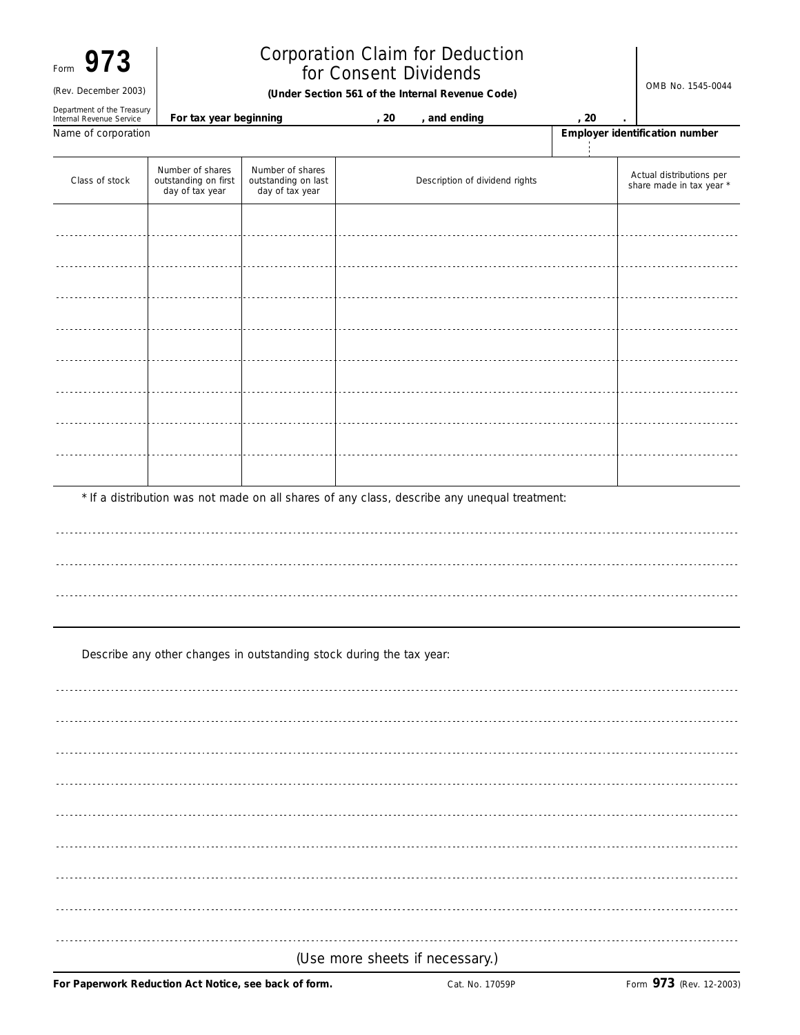Form **973**

(Rev. December 2003)

Department of the Treasury
Internal Revenue Service

# Corporation Claim for Deduction for Consent Dividends

**(Under Section 561 of the Internal Revenue Code)**

OMB No. 1545-0044

**For tax year beginning , 20 , and ending , 20 .**

| Name of corporation | Employer identification number |
|---|---|
| | |

| Class of stock | Number of shares outstanding on first day of tax year | Number of shares outstanding on last day of tax year | Description of dividend rights | Actual distributions per share made in tax year * |
|---|---|---|---|---|
| | | | | |
| | | | | |
| | | | | |
| | | | | |
| | | | | |
| | | | | |
| | | | | |
| | | | | |
| | | | | |

* If a distribution was not made on all shares of any class, describe any unequal treatment:

Describe any other changes in outstanding stock during the tax year:

(Use more sheets if necessary.)

**For Paperwork Reduction Act Notice, see back of form.** Cat. No. 17059P Form **973** (Rev. 12-2003)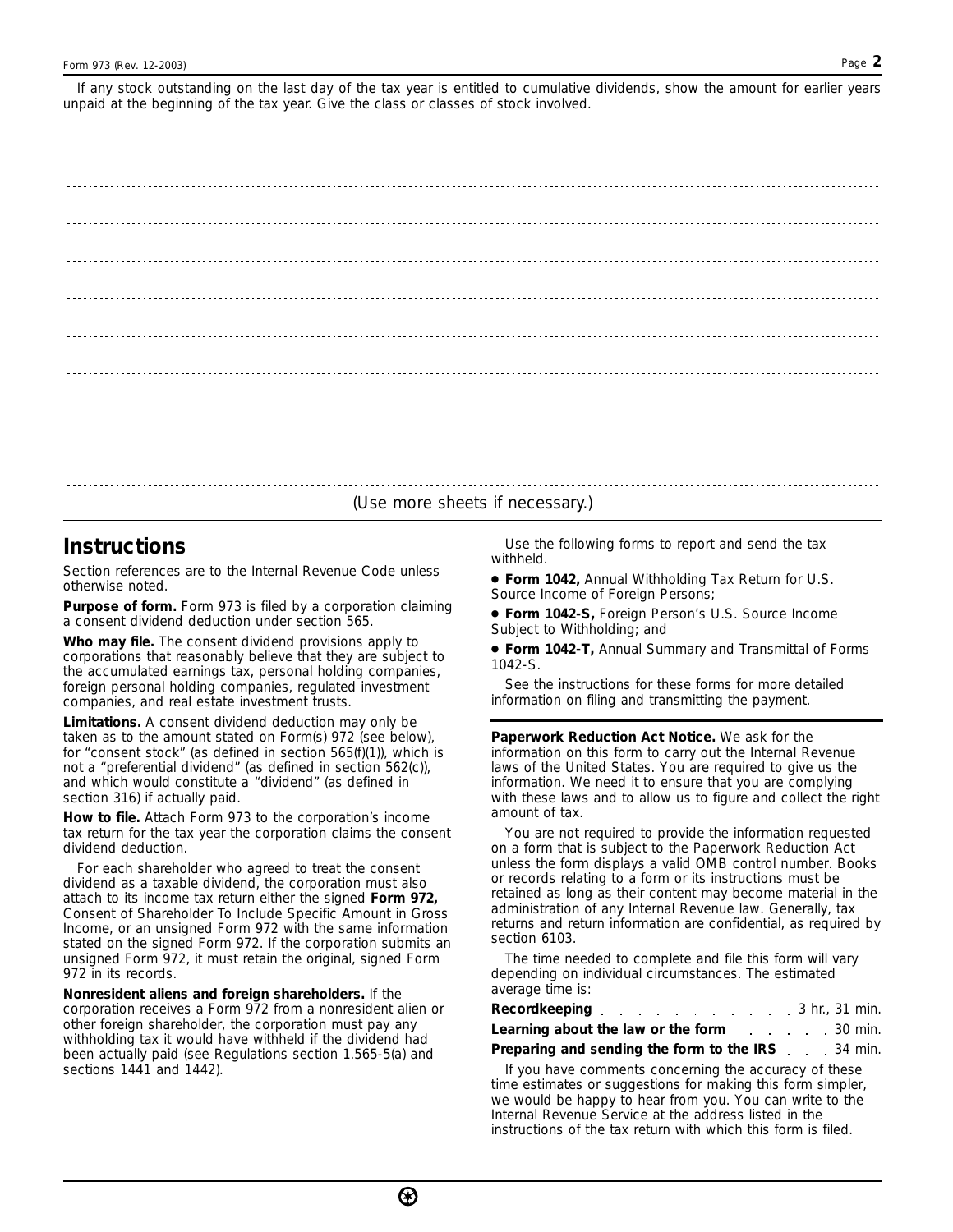If any stock outstanding on the last day of the tax year is entitled to cumulative dividends, show the amount for earlier years unpaid at the beginning of the tax year. Give the class or classes of stock involved.

(Use more sheets if necessary.)

## Instructions

Section references are to the Internal Revenue Code unless otherwise noted.

**Purpose of form.** Form 973 is filed by a corporation claiming a consent dividend deduction under section 565.

**Who may file.** The consent dividend provisions apply to corporations that reasonably believe that they are subject to the accumulated earnings tax, personal holding companies, foreign personal holding companies, regulated investment companies, and real estate investment trusts.

**Limitations.** A consent dividend deduction may only be taken as to the amount stated on Form(s) 972 (see below), for "consent stock" (as defined in section 565(f)(1)), which is not a "preferential dividend" (as defined in section 562(c)), and which would constitute a "dividend" (as defined in section 316) if actually paid.

**How to file.** Attach Form 973 to the corporation's income tax return for the tax year the corporation claims the consent dividend deduction.

For each shareholder who agreed to treat the consent dividend as a taxable dividend, the corporation must also attach to its income tax return either the signed **Form 972,** Consent of Shareholder To Include Specific Amount in Gross Income, or an unsigned Form 972 with the same information stated on the signed Form 972. If the corporation submits an unsigned Form 972, it must retain the original, signed Form 972 in its records.

**Nonresident aliens and foreign shareholders.** If the corporation receives a Form 972 from a nonresident alien or other foreign shareholder, the corporation must pay any withholding tax it would have withheld if the dividend had been actually paid (see Regulations section 1.565-5(a) and sections 1441 and 1442).

Use the following forms to report and send the tax withheld.

- **Form 1042,** Annual Withholding Tax Return for U.S. Source Income of Foreign Persons;
- **Form 1042-S,** Foreign Person's U.S. Source Income Subject to Withholding; and
- **Form 1042-T,** Annual Summary and Transmittal of Forms 1042-S.

See the instructions for these forms for more detailed information on filing and transmitting the payment.

**Paperwork Reduction Act Notice.** We ask for the information on this form to carry out the Internal Revenue laws of the United States. You are required to give us the information. We need it to ensure that you are complying with these laws and to allow us to figure and collect the right amount of tax.

You are not required to provide the information requested on a form that is subject to the Paperwork Reduction Act unless the form displays a valid OMB control number. Books or records relating to a form or its instructions must be retained as long as their content may become material in the administration of any Internal Revenue law. Generally, tax returns and return information are confidential, as required by section 6103.

The time needed to complete and file this form will vary depending on individual circumstances. The estimated average time is:

**Recordkeeping** . . . . . . . . . . . 3 hr., 31 min.
**Learning about the law or the form** . . . . . . 30 min.
**Preparing and sending the form to the IRS** . . . 34 min.

If you have comments concerning the accuracy of these time estimates or suggestions for making this form simpler, we would be happy to hear from you. You can write to the Internal Revenue Service at the address listed in the instructions of the tax return with which this form is filed.